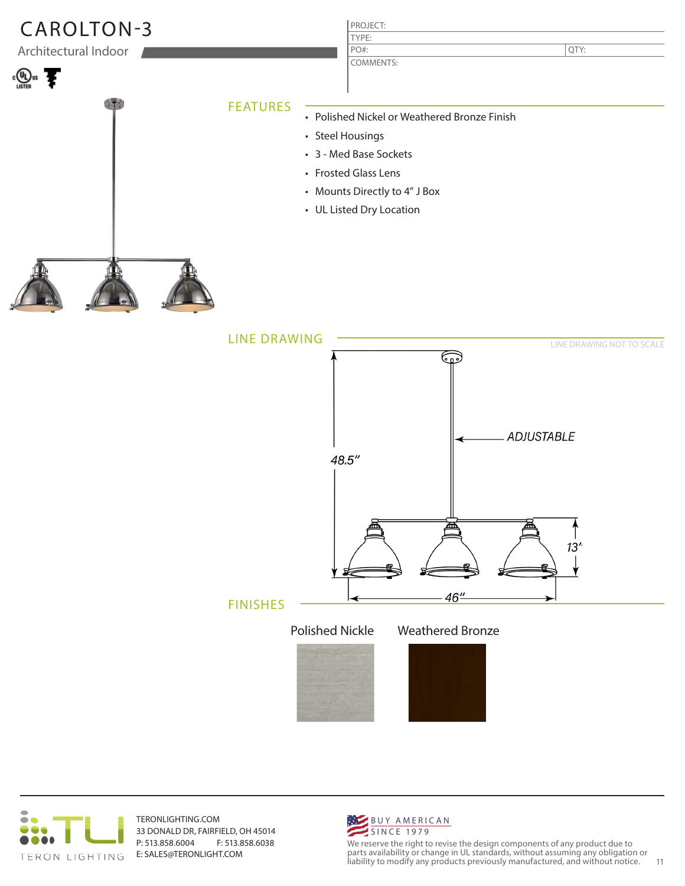# CAROLTON-3

Architectural Indoor

| PROJECT: | |
|---|---|
| TYPE: | |
| PO#: | QTY: |
| COMMENTS: | |

## FEATURES

- Polished Nickel or Weathered Bronze Finish
- Steel Housings
- 3 - Med Base Sockets
- Frosted Glass Lens
- Mounts Directly to 4" J Box
- UL Listed Dry Location

## LINE DRAWING

LINE DRAWING NOT TO SCALE

ADJUSTABLE

48.5"

13"

46"

## FINISHES

Polished Nickle

Weathered Bronze

TERONLIGHTING.COM
33 DONALD DR, FAIRFIELD, OH 45014
P: 513.858.6004 F: 513.858.6038
E: SALES@TERONLIGHT.COM

BUY AMERICAN
SINCE 1979

We reserve the right to revise the design components of any product due to parts availability or change in UL standards, without assuming any obligation or liability to modify any products previously manufactured, and without notice.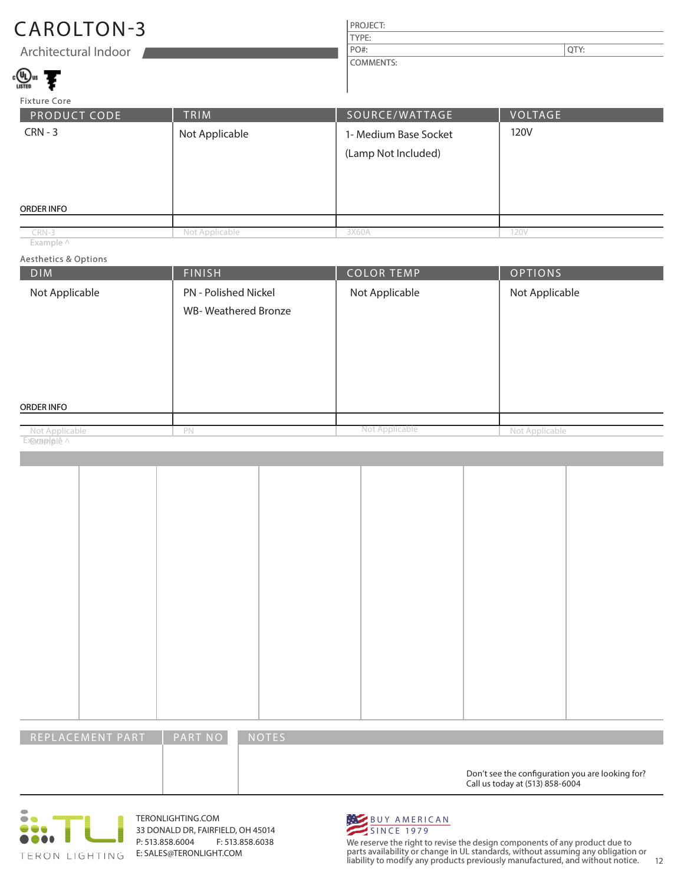# CAROLTON-3

Architectural Indoor

| PROJECT: | |
| --- | --- |
| TYPE: | |
| PO#: | QTY: |
| COMMENTS: | |

### Fixture Core

| PRODUCT CODE | TRIM | SOURCE/WATTAGE | VOLTAGE |
| --- | --- | --- | --- |
| CRN - 3 | Not Applicable | 1- Medium Base Socket<br>(Lamp Not Included) | 120V |
| ORDER INFO | | | |
| CRN-3 | Not Applicable | 3X60A | 120V |

Example ^

### Aesthetics & Options

| DIM | FINISH | COLOR TEMP | OPTIONS |
| --- | --- | --- | --- |
| Not Applicable | PN - Polished Nickel<br>WB- Weathered Bronze | Not Applicable | Not Applicable |
| ORDER INFO | | | |
| Not Applicable | PN | Not Applicable | Not Applicable |

Example ^

| REPLACEMENT PART | PART NO | NOTES |
| --- | --- | --- |
| | | Don't see the configuration you are looking for? Call us today at (513) 858-6004 |

TERON LIGHTING

TERONLIGHTING.COM
33 DONALD DR, FAIRFIELD, OH 45014
P: 513.858.6004 F: 513.858.6038
E: SALES@TERONLIGHT.COM

BUY AMERICAN SINCE 1979

We reserve the right to revise the design components of any product due to parts availability or change in UL standards, without assuming any obligation or liability to modify any products previously manufactured, and without notice.